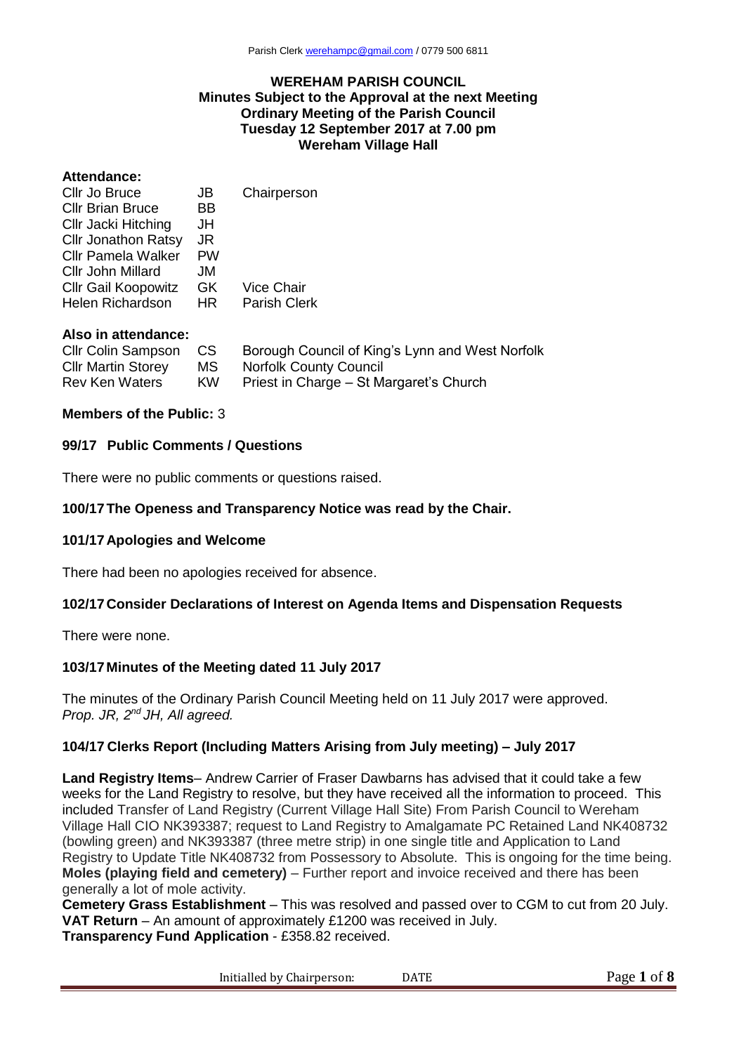Parish Clerk werehampc@gmail.com / 0779 500 6811

**WEREHAM PARISH COUNCIL**
**Minutes Subject to the Approval at the next Meeting**
**Ordinary Meeting of the Parish Council**
**Tuesday 12 September 2017 at 7.00 pm**
**Wereham Village Hall**

**Attendance:**

| | | |
|---|---|---|
| Cllr Jo Bruce | JB | Chairperson |
| Cllr Brian Bruce | BB | |
| Cllr Jacki Hitching | JH | |
| Cllr Jonathon Ratsy | JR | |
| Cllr Pamela Walker | PW | |
| Cllr John Millard | JM | |
| Cllr Gail Koopowitz | GK | Vice Chair |
| Helen Richardson | HR | Parish Clerk |

**Also in attendance:**

| | | |
|---|---|---|
| Cllr Colin Sampson | CS | Borough Council of King's Lynn and West Norfolk |
| Cllr Martin Storey | MS | Norfolk County Council |
| Rev Ken Waters | KW | Priest in Charge – St Margaret's Church |

**Members of the Public:** 3

**99/17 Public Comments / Questions**

There were no public comments or questions raised.

**100/17 The Openess and Transparency Notice was read by the Chair.**

**101/17 Apologies and Welcome**

There had been no apologies received for absence.

**102/17 Consider Declarations of Interest on Agenda Items and Dispensation Requests**

There were none.

**103/17 Minutes of the Meeting dated 11 July 2017**

The minutes of the Ordinary Parish Council Meeting held on 11 July 2017 were approved.
*Prop. JR, 2nd JH, All agreed.*

**104/17 Clerks Report (Including Matters Arising from July meeting) – July 2017**

**Land Registry Items**– Andrew Carrier of Fraser Dawbarns has advised that it could take a few weeks for the Land Registry to resolve, but they have received all the information to proceed. This included Transfer of Land Registry (Current Village Hall Site) From Parish Council to Wereham Village Hall CIO NK393387; request to Land Registry to Amalgamate PC Retained Land NK408732 (bowling green) and NK393387 (three metre strip) in one single title and Application to Land Registry to Update Title NK408732 from Possessory to Absolute. This is ongoing for the time being.
**Moles (playing field and cemetery)** – Further report and invoice received and there has been generally a lot of mole activity.
**Cemetery Grass Establishment** – This was resolved and passed over to CGM to cut from 20 July.
**VAT Return** – An amount of approximately £1200 was received in July.
**Transparency Fund Application** - £358.82 received.

Initialled by Chairperson: DATE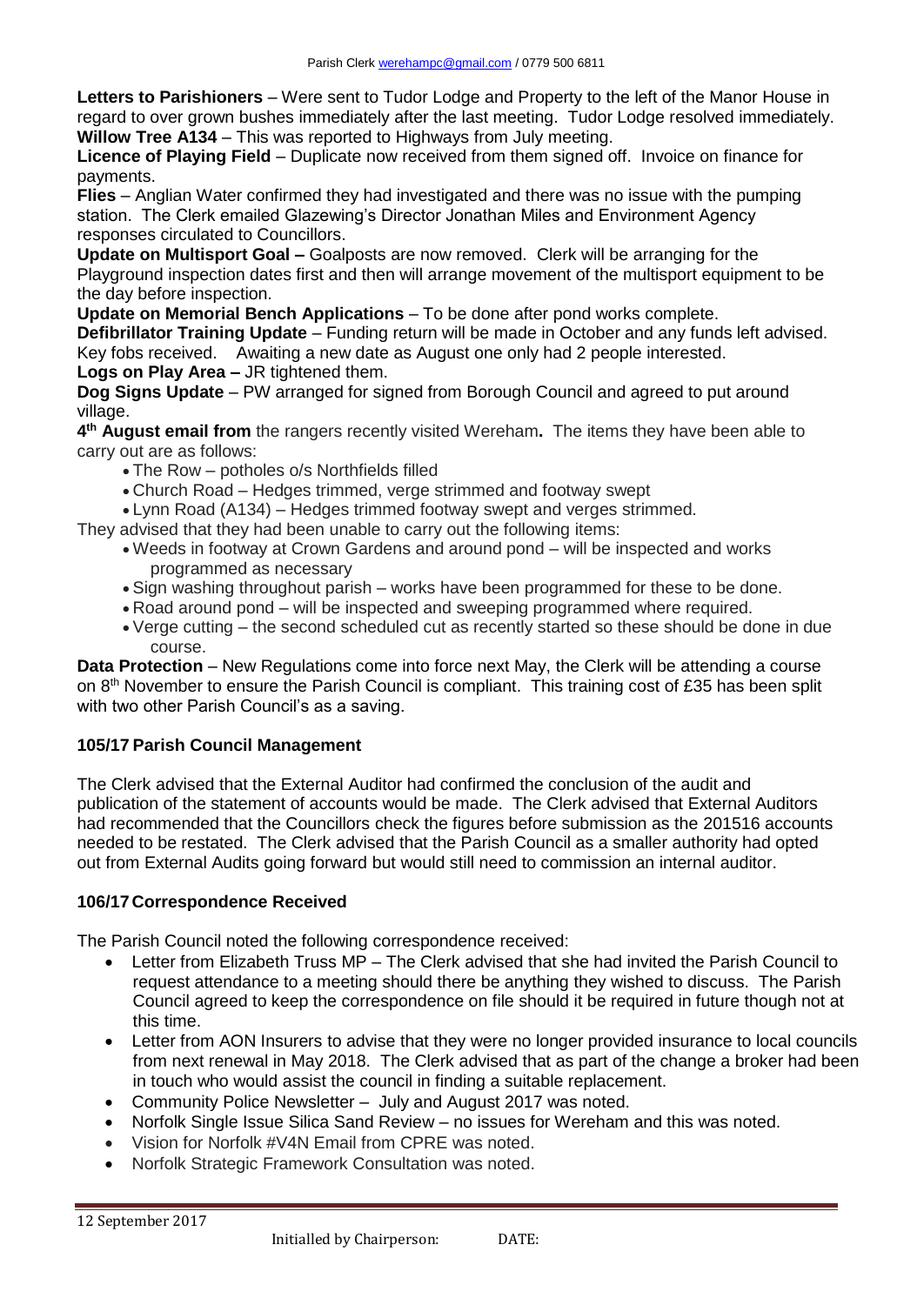**Letters to Parishioners** – Were sent to Tudor Lodge and Property to the left of the Manor House in regard to over grown bushes immediately after the last meeting. Tudor Lodge resolved immediately.
**Willow Tree A134** – This was reported to Highways from July meeting.
**Licence of Playing Field** – Duplicate now received from them signed off. Invoice on finance for payments.
**Flies** – Anglian Water confirmed they had investigated and there was no issue with the pumping station. The Clerk emailed Glazewing's Director Jonathan Miles and Environment Agency responses circulated to Councillors.
**Update on Multisport Goal –** Goalposts are now removed. Clerk will be arranging for the Playground inspection dates first and then will arrange movement of the multisport equipment to be the day before inspection.
**Update on Memorial Bench Applications** – To be done after pond works complete.
**Defibrillator Training Update** – Funding return will be made in October and any funds left advised. Key fobs received. Awaiting a new date as August one only had 2 people interested.
**Logs on Play Area –** JR tightened them.
**Dog Signs Update** – PW arranged for signed from Borough Council and agreed to put around village.
**4th August email from** the rangers recently visited Wereham**.** The items they have been able to carry out are as follows:

- The Row – potholes o/s Northfields filled
- Church Road – Hedges trimmed, verge strimmed and footway swept
- Lynn Road (A134) – Hedges trimmed footway swept and verges strimmed.

They advised that they had been unable to carry out the following items:

- Weeds in footway at Crown Gardens and around pond – will be inspected and works programmed as necessary
- Sign washing throughout parish – works have been programmed for these to be done.
- Road around pond – will be inspected and sweeping programmed where required.
- Verge cutting – the second scheduled cut as recently started so these should be done in due course.

**Data Protection** – New Regulations come into force next May, the Clerk will be attending a course on 8th November to ensure the Parish Council is compliant. This training cost of £35 has been split with two other Parish Council's as a saving.

### 105/17 Parish Council Management

The Clerk advised that the External Auditor had confirmed the conclusion of the audit and publication of the statement of accounts would be made. The Clerk advised that External Auditors had recommended that the Councillors check the figures before submission as the 201516 accounts needed to be restated. The Clerk advised that the Parish Council as a smaller authority had opted out from External Audits going forward but would still need to commission an internal auditor.

### 106/17 Correspondence Received

The Parish Council noted the following correspondence received:

- Letter from Elizabeth Truss MP – The Clerk advised that she had invited the Parish Council to request attendance to a meeting should there be anything they wished to discuss. The Parish Council agreed to keep the correspondence on file should it be required in future though not at this time.
- Letter from AON Insurers to advise that they were no longer provided insurance to local councils from next renewal in May 2018. The Clerk advised that as part of the change a broker had been in touch who would assist the council in finding a suitable replacement.
- Community Police Newsletter – July and August 2017 was noted.
- Norfolk Single Issue Silica Sand Review – no issues for Wereham and this was noted.
- Vision for Norfolk #V4N Email from CPRE was noted.
- Norfolk Strategic Framework Consultation was noted.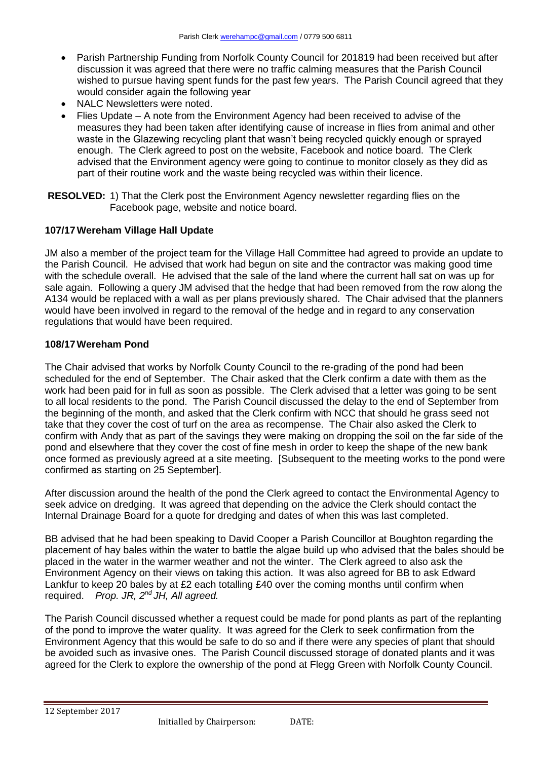- Parish Partnership Funding from Norfolk County Council for 201819 had been received but after discussion it was agreed that there were no traffic calming measures that the Parish Council wished to pursue having spent funds for the past few years. The Parish Council agreed that they would consider again the following year
- NALC Newsletters were noted.
- Flies Update – A note from the Environment Agency had been received to advise of the measures they had been taken after identifying cause of increase in flies from animal and other waste in the Glazewing recycling plant that wasn't being recycled quickly enough or sprayed enough. The Clerk agreed to post on the website, Facebook and notice board. The Clerk advised that the Environment agency were going to continue to monitor closely as they did as part of their routine work and the waste being recycled was within their licence.

**RESOLVED:** 1) That the Clerk post the Environment Agency newsletter regarding flies on the Facebook page, website and notice board.

### 107/17 Wereham Village Hall Update

JM also a member of the project team for the Village Hall Committee had agreed to provide an update to the Parish Council. He advised that work had begun on site and the contractor was making good time with the schedule overall. He advised that the sale of the land where the current hall sat on was up for sale again. Following a query JM advised that the hedge that had been removed from the row along the A134 would be replaced with a wall as per plans previously shared. The Chair advised that the planners would have been involved in regard to the removal of the hedge and in regard to any conservation regulations that would have been required.

### 108/17 Wereham Pond

The Chair advised that works by Norfolk County Council to the re-grading of the pond had been scheduled for the end of September. The Chair asked that the Clerk confirm a date with them as the work had been paid for in full as soon as possible. The Clerk advised that a letter was going to be sent to all local residents to the pond. The Parish Council discussed the delay to the end of September from the beginning of the month, and asked that the Clerk confirm with NCC that should he grass seed not take that they cover the cost of turf on the area as recompense. The Chair also asked the Clerk to confirm with Andy that as part of the savings they were making on dropping the soil on the far side of the pond and elsewhere that they cover the cost of fine mesh in order to keep the shape of the new bank once formed as previously agreed at a site meeting. [Subsequent to the meeting works to the pond were confirmed as starting on 25 September].

After discussion around the health of the pond the Clerk agreed to contact the Environmental Agency to seek advice on dredging. It was agreed that depending on the advice the Clerk should contact the Internal Drainage Board for a quote for dredging and dates of when this was last completed.

BB advised that he had been speaking to David Cooper a Parish Councillor at Boughton regarding the placement of hay bales within the water to battle the algae build up who advised that the bales should be placed in the water in the warmer weather and not the winter. The Clerk agreed to also ask the Environment Agency on their views on taking this action. It was also agreed for BB to ask Edward Lankfur to keep 20 bales by at £2 each totalling £40 over the coming months until confirm when required. *Prop. JR, 2nd JH, All agreed.*

The Parish Council discussed whether a request could be made for pond plants as part of the replanting of the pond to improve the water quality. It was agreed for the Clerk to seek confirmation from the Environment Agency that this would be safe to do so and if there were any species of plant that should be avoided such as invasive ones. The Parish Council discussed storage of donated plants and it was agreed for the Clerk to explore the ownership of the pond at Flegg Green with Norfolk County Council.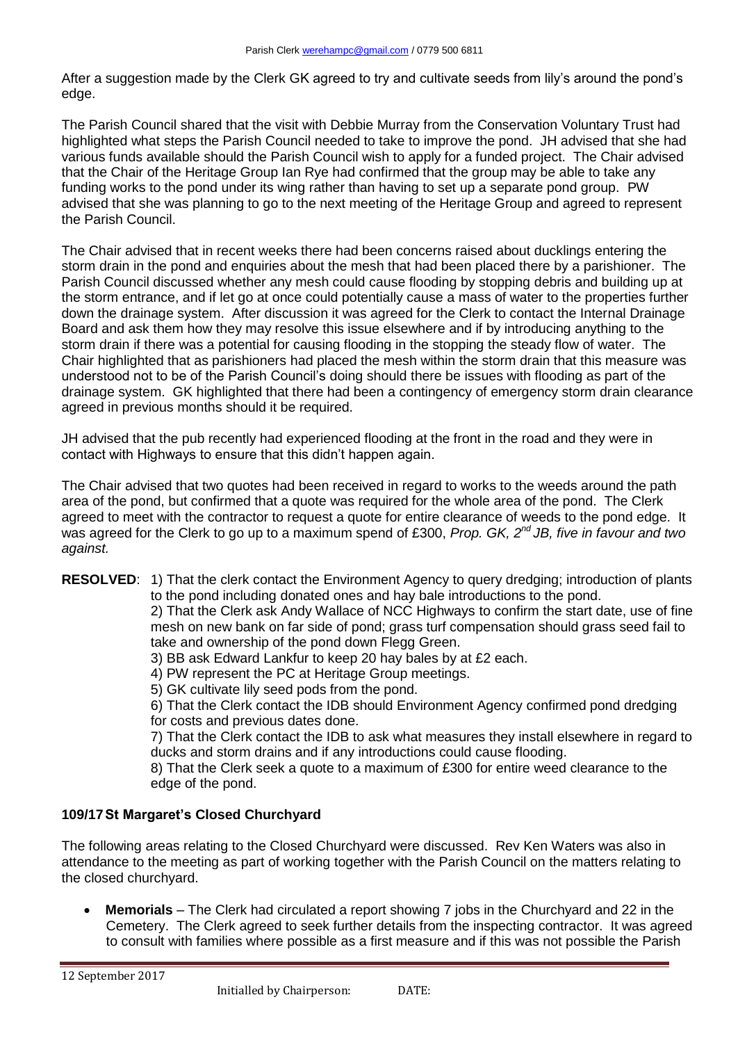After a suggestion made by the Clerk GK agreed to try and cultivate seeds from lily's around the pond's edge.

The Parish Council shared that the visit with Debbie Murray from the Conservation Voluntary Trust had highlighted what steps the Parish Council needed to take to improve the pond. JH advised that she had various funds available should the Parish Council wish to apply for a funded project. The Chair advised that the Chair of the Heritage Group Ian Rye had confirmed that the group may be able to take any funding works to the pond under its wing rather than having to set up a separate pond group. PW advised that she was planning to go to the next meeting of the Heritage Group and agreed to represent the Parish Council.

The Chair advised that in recent weeks there had been concerns raised about ducklings entering the storm drain in the pond and enquiries about the mesh that had been placed there by a parishioner. The Parish Council discussed whether any mesh could cause flooding by stopping debris and building up at the storm entrance, and if let go at once could potentially cause a mass of water to the properties further down the drainage system. After discussion it was agreed for the Clerk to contact the Internal Drainage Board and ask them how they may resolve this issue elsewhere and if by introducing anything to the storm drain if there was a potential for causing flooding in the stopping the steady flow of water. The Chair highlighted that as parishioners had placed the mesh within the storm drain that this measure was understood not to be of the Parish Council's doing should there be issues with flooding as part of the drainage system. GK highlighted that there had been a contingency of emergency storm drain clearance agreed in previous months should it be required.

JH advised that the pub recently had experienced flooding at the front in the road and they were in contact with Highways to ensure that this didn't happen again.

The Chair advised that two quotes had been received in regard to works to the weeds around the path area of the pond, but confirmed that a quote was required for the whole area of the pond. The Clerk agreed to meet with the contractor to request a quote for entire clearance of weeds to the pond edge. It was agreed for the Clerk to go up to a maximum spend of £300, *Prop. GK, 2nd JB, five in favour and two against.*

**RESOLVED**: 1) That the clerk contact the Environment Agency to query dredging; introduction of plants to the pond including donated ones and hay bale introductions to the pond.
2) That the Clerk ask Andy Wallace of NCC Highways to confirm the start date, use of fine mesh on new bank on far side of pond; grass turf compensation should grass seed fail to take and ownership of the pond down Flegg Green.
3) BB ask Edward Lankfur to keep 20 hay bales by at £2 each.
4) PW represent the PC at Heritage Group meetings.
5) GK cultivate lily seed pods from the pond.
6) That the Clerk contact the IDB should Environment Agency confirmed pond dredging for costs and previous dates done.
7) That the Clerk contact the IDB to ask what measures they install elsewhere in regard to ducks and storm drains and if any introductions could cause flooding.
8) That the Clerk seek a quote to a maximum of £300 for entire weed clearance to the edge of the pond.

### 109/17 St Margaret's Closed Churchyard

The following areas relating to the Closed Churchyard were discussed. Rev Ken Waters was also in attendance to the meeting as part of working together with the Parish Council on the matters relating to the closed churchyard.

- **Memorials** – The Clerk had circulated a report showing 7 jobs in the Churchyard and 22 in the Cemetery. The Clerk agreed to seek further details from the inspecting contractor. It was agreed to consult with families where possible as a first measure and if this was not possible the Parish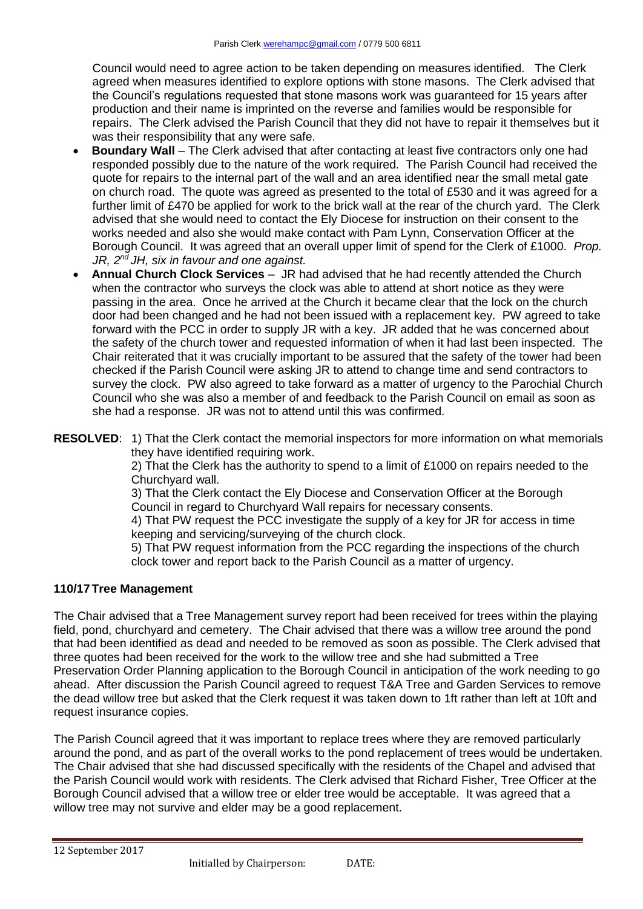Council would need to agree action to be taken depending on measures identified. The Clerk agreed when measures identified to explore options with stone masons. The Clerk advised that the Council's regulations requested that stone masons work was guaranteed for 15 years after production and their name is imprinted on the reverse and families would be responsible for repairs. The Clerk advised the Parish Council that they did not have to repair it themselves but it was their responsibility that any were safe.

- **Boundary Wall** – The Clerk advised that after contacting at least five contractors only one had responded possibly due to the nature of the work required. The Parish Council had received the quote for repairs to the internal part of the wall and an area identified near the small metal gate on church road. The quote was agreed as presented to the total of £530 and it was agreed for a further limit of £470 be applied for work to the brick wall at the rear of the church yard. The Clerk advised that she would need to contact the Ely Diocese for instruction on their consent to the works needed and also she would make contact with Pam Lynn, Conservation Officer at the Borough Council. It was agreed that an overall upper limit of spend for the Clerk of £1000. *Prop. JR, 2nd JH, six in favour and one against.*
- **Annual Church Clock Services** – JR had advised that he had recently attended the Church when the contractor who surveys the clock was able to attend at short notice as they were passing in the area. Once he arrived at the Church it became clear that the lock on the church door had been changed and he had not been issued with a replacement key. PW agreed to take forward with the PCC in order to supply JR with a key. JR added that he was concerned about the safety of the church tower and requested information of when it had last been inspected. The Chair reiterated that it was crucially important to be assured that the safety of the tower had been checked if the Parish Council were asking JR to attend to change time and send contractors to survey the clock. PW also agreed to take forward as a matter of urgency to the Parochial Church Council who she was also a member of and feedback to the Parish Council on email as soon as she had a response. JR was not to attend until this was confirmed.

**RESOLVED**: 1) That the Clerk contact the memorial inspectors for more information on what memorials they have identified requiring work.
2) That the Clerk has the authority to spend to a limit of £1000 on repairs needed to the Churchyard wall.
3) That the Clerk contact the Ely Diocese and Conservation Officer at the Borough Council in regard to Churchyard Wall repairs for necessary consents.
4) That PW request the PCC investigate the supply of a key for JR for access in time keeping and servicing/surveying of the church clock.
5) That PW request information from the PCC regarding the inspections of the church clock tower and report back to the Parish Council as a matter of urgency.

## 110/17 Tree Management

The Chair advised that a Tree Management survey report had been received for trees within the playing field, pond, churchyard and cemetery. The Chair advised that there was a willow tree around the pond that had been identified as dead and needed to be removed as soon as possible. The Clerk advised that three quotes had been received for the work to the willow tree and she had submitted a Tree Preservation Order Planning application to the Borough Council in anticipation of the work needing to go ahead. After discussion the Parish Council agreed to request T&A Tree and Garden Services to remove the dead willow tree but asked that the Clerk request it was taken down to 1ft rather than left at 10ft and request insurance copies.

The Parish Council agreed that it was important to replace trees where they are removed particularly around the pond, and as part of the overall works to the pond replacement of trees would be undertaken. The Chair advised that she had discussed specifically with the residents of the Chapel and advised that the Parish Council would work with residents. The Clerk advised that Richard Fisher, Tree Officer at the Borough Council advised that a willow tree or elder tree would be acceptable. It was agreed that a willow tree may not survive and elder may be a good replacement.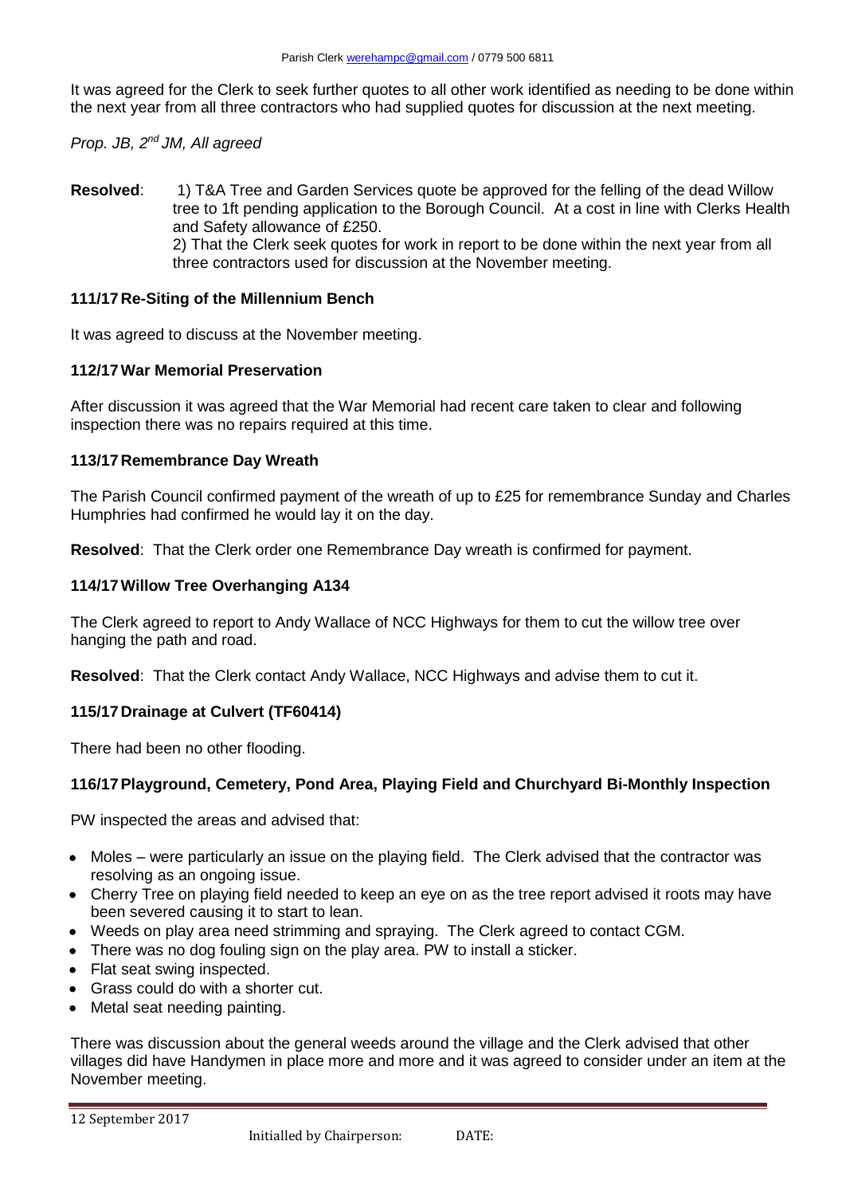It was agreed for the Clerk to seek further quotes to all other work identified as needing to be done within the next year from all three contractors who had supplied quotes for discussion at the next meeting.

*Prop. JB, 2nd JM, All agreed*

**Resolved**: 1) T&A Tree and Garden Services quote be approved for the felling of the dead Willow tree to 1ft pending application to the Borough Council. At a cost in line with Clerks Health and Safety allowance of £250.
2) That the Clerk seek quotes for work in report to be done within the next year from all three contractors used for discussion at the November meeting.

### 111/17 Re-Siting of the Millennium Bench

It was agreed to discuss at the November meeting.

### 112/17 War Memorial Preservation

After discussion it was agreed that the War Memorial had recent care taken to clear and following inspection there was no repairs required at this time.

### 113/17 Remembrance Day Wreath

The Parish Council confirmed payment of the wreath of up to £25 for remembrance Sunday and Charles Humphries had confirmed he would lay it on the day.

**Resolved**: That the Clerk order one Remembrance Day wreath is confirmed for payment.

### 114/17 Willow Tree Overhanging A134

The Clerk agreed to report to Andy Wallace of NCC Highways for them to cut the willow tree over hanging the path and road.

**Resolved**: That the Clerk contact Andy Wallace, NCC Highways and advise them to cut it.

### 115/17 Drainage at Culvert (TF60414)

There had been no other flooding.

### 116/17 Playground, Cemetery, Pond Area, Playing Field and Churchyard Bi-Monthly Inspection

PW inspected the areas and advised that:

- Moles – were particularly an issue on the playing field. The Clerk advised that the contractor was resolving as an ongoing issue.
- Cherry Tree on playing field needed to keep an eye on as the tree report advised it roots may have been severed causing it to start to lean.
- Weeds on play area need strimming and spraying. The Clerk agreed to contact CGM.
- There was no dog fouling sign on the play area. PW to install a sticker.
- Flat seat swing inspected.
- Grass could do with a shorter cut.
- Metal seat needing painting.

There was discussion about the general weeds around the village and the Clerk advised that other villages did have Handymen in place more and more and it was agreed to consider under an item at the November meeting.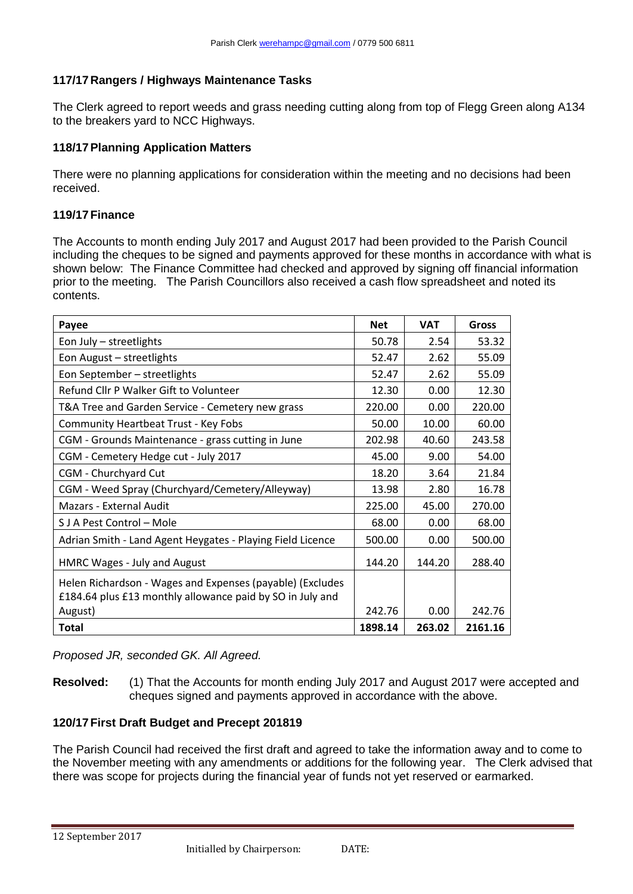### 117/17 Rangers / Highways Maintenance Tasks

The Clerk agreed to report weeds and grass needing cutting along from top of Flegg Green along A134 to the breakers yard to NCC Highways.

### 118/17 Planning Application Matters

There were no planning applications for consideration within the meeting and no decisions had been received.

### 119/17 Finance

The Accounts to month ending July 2017 and August 2017 had been provided to the Parish Council including the cheques to be signed and payments approved for these months in accordance with what is shown below: The Finance Committee had checked and approved by signing off financial information prior to the meeting. The Parish Councillors also received a cash flow spreadsheet and noted its contents.

| Payee | Net | VAT | Gross |
|---|---|---|---|
| Eon July – streetlights | 50.78 | 2.54 | 53.32 |
| Eon August – streetlights | 52.47 | 2.62 | 55.09 |
| Eon September – streetlights | 52.47 | 2.62 | 55.09 |
| Refund Cllr P Walker Gift to Volunteer | 12.30 | 0.00 | 12.30 |
| T&A Tree and Garden Service - Cemetery new grass | 220.00 | 0.00 | 220.00 |
| Community Heartbeat Trust - Key Fobs | 50.00 | 10.00 | 60.00 |
| CGM - Grounds Maintenance - grass cutting in June | 202.98 | 40.60 | 243.58 |
| CGM - Cemetery Hedge cut - July 2017 | 45.00 | 9.00 | 54.00 |
| CGM - Churchyard Cut | 18.20 | 3.64 | 21.84 |
| CGM - Weed Spray (Churchyard/Cemetery/Alleyway) | 13.98 | 2.80 | 16.78 |
| Mazars - External Audit | 225.00 | 45.00 | 270.00 |
| S J A Pest Control – Mole | 68.00 | 0.00 | 68.00 |
| Adrian Smith - Land Agent Heygates - Playing Field Licence | 500.00 | 0.00 | 500.00 |
| HMRC Wages - July and August | 144.20 | 144.20 | 288.40 |
| Helen Richardson - Wages and Expenses (payable) (Excludes £184.64 plus £13 monthly allowance paid by SO in July and August) | 242.76 | 0.00 | 242.76 |
| **Total** | **1898.14** | **263.02** | **2161.16** |

*Proposed JR, seconded GK. All Agreed.*

**Resolved:** (1) That the Accounts for month ending July 2017 and August 2017 were accepted and cheques signed and payments approved in accordance with the above.

### 120/17 First Draft Budget and Precept 201819

The Parish Council had received the first draft and agreed to take the information away and to come to the November meeting with any amendments or additions for the following year. The Clerk advised that there was scope for projects during the financial year of funds not yet reserved or earmarked.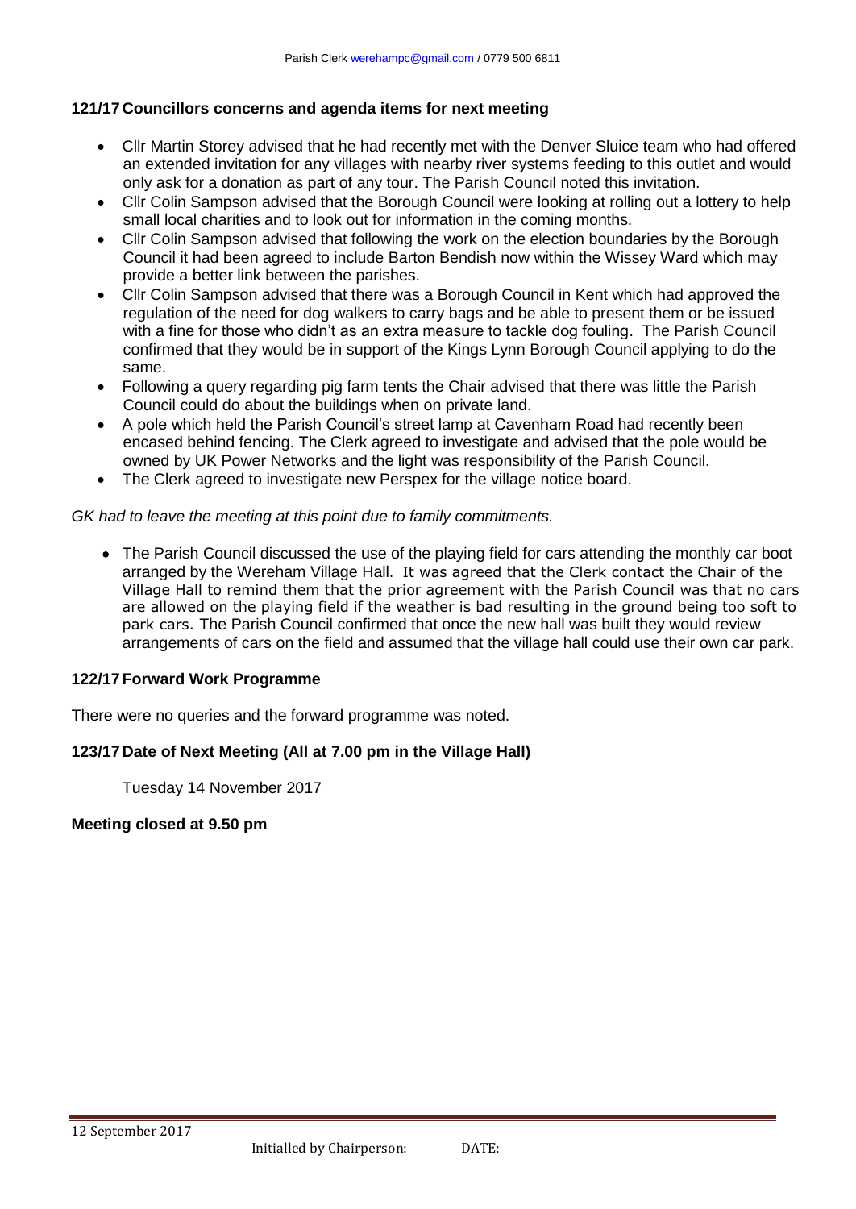### 121/17 Councillors concerns and agenda items for next meeting

- Cllr Martin Storey advised that he had recently met with the Denver Sluice team who had offered an extended invitation for any villages with nearby river systems feeding to this outlet and would only ask for a donation as part of any tour. The Parish Council noted this invitation.
- Cllr Colin Sampson advised that the Borough Council were looking at rolling out a lottery to help small local charities and to look out for information in the coming months.
- Cllr Colin Sampson advised that following the work on the election boundaries by the Borough Council it had been agreed to include Barton Bendish now within the Wissey Ward which may provide a better link between the parishes.
- Cllr Colin Sampson advised that there was a Borough Council in Kent which had approved the regulation of the need for dog walkers to carry bags and be able to present them or be issued with a fine for those who didn't as an extra measure to tackle dog fouling. The Parish Council confirmed that they would be in support of the Kings Lynn Borough Council applying to do the same.
- Following a query regarding pig farm tents the Chair advised that there was little the Parish Council could do about the buildings when on private land.
- A pole which held the Parish Council's street lamp at Cavenham Road had recently been encased behind fencing. The Clerk agreed to investigate and advised that the pole would be owned by UK Power Networks and the light was responsibility of the Parish Council.
- The Clerk agreed to investigate new Perspex for the village notice board.

*GK had to leave the meeting at this point due to family commitments.*

- The Parish Council discussed the use of the playing field for cars attending the monthly car boot arranged by the Wereham Village Hall. It was agreed that the Clerk contact the Chair of the Village Hall to remind them that the prior agreement with the Parish Council was that no cars are allowed on the playing field if the weather is bad resulting in the ground being too soft to park cars. The Parish Council confirmed that once the new hall was built they would review arrangements of cars on the field and assumed that the village hall could use their own car park.

### 122/17 Forward Work Programme

There were no queries and the forward programme was noted.

### 123/17 Date of Next Meeting (All at 7.00 pm in the Village Hall)

Tuesday 14 November 2017

**Meeting closed at 9.50 pm**

Initialled by Chairperson: DATE: